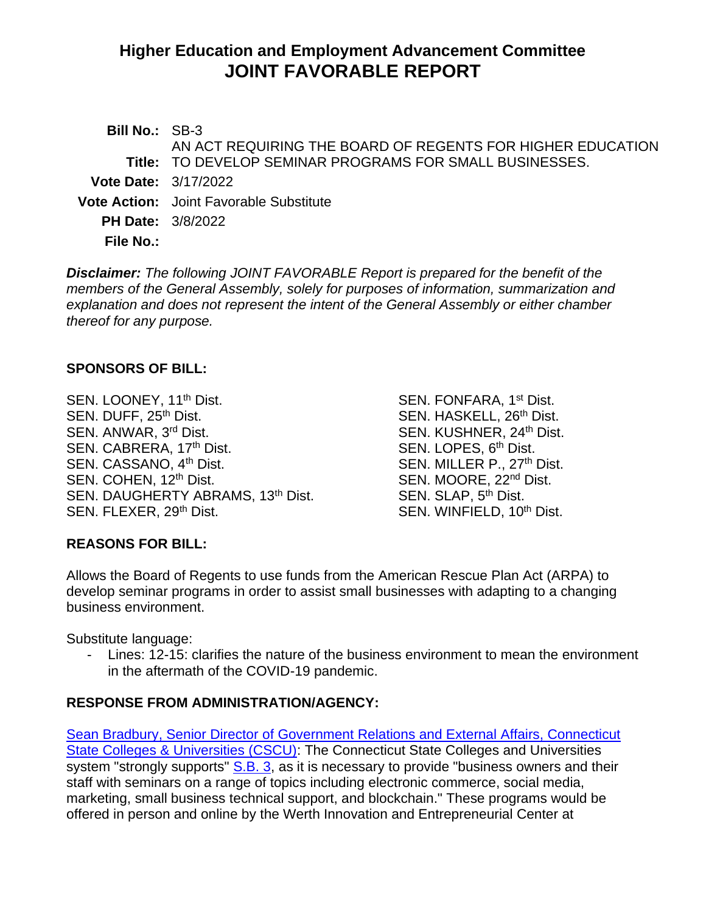# Higher Education and Employment Advancement Committee
# JOINT FAVORABLE REPORT

**Bill No.:** SB-3

**Title:** AN ACT REQUIRING THE BOARD OF REGENTS FOR HIGHER EDUCATION TO DEVELOP SEMINAR PROGRAMS FOR SMALL BUSINESSES.

**Vote Date:** 3/17/2022

**Vote Action:** Joint Favorable Substitute

**PH Date:** 3/8/2022

**File No.:**

***Disclaimer:*** *The following JOINT FAVORABLE Report is prepared for the benefit of the members of the General Assembly, solely for purposes of information, summarization and explanation and does not represent the intent of the General Assembly or either chamber thereof for any purpose.*

## SPONSORS OF BILL:

SEN. LOONEY, 11th Dist.
SEN. DUFF, 25th Dist.
SEN. ANWAR, 3rd Dist.
SEN. CABRERA, 17th Dist.
SEN. CASSANO, 4th Dist.
SEN. COHEN, 12th Dist.
SEN. DAUGHERTY ABRAMS, 13th Dist.
SEN. FLEXER, 29th Dist.
SEN. FONFARA, 1st Dist.
SEN. HASKELL, 26th Dist.
SEN. KUSHNER, 24th Dist.
SEN. LOPES, 6th Dist.
SEN. MILLER P., 27th Dist.
SEN. MOORE, 22nd Dist.
SEN. SLAP, 5th Dist.
SEN. WINFIELD, 10th Dist.

## REASONS FOR BILL:

Allows the Board of Regents to use funds from the American Rescue Plan Act (ARPA) to develop seminar programs in order to assist small businesses with adapting to a changing business environment.

Substitute language:

- Lines: 12-15: clarifies the nature of the business environment to mean the environment in the aftermath of the COVID-19 pandemic.

## RESPONSE FROM ADMINISTRATION/AGENCY:

Sean Bradbury, Senior Director of Government Relations and External Affairs, Connecticut State Colleges & Universities (CSCU): The Connecticut State Colleges and Universities system "strongly supports" S.B. 3, as it is necessary to provide "business owners and their staff with seminars on a range of topics including electronic commerce, social media, marketing, small business technical support, and blockchain." These programs would be offered in person and online by the Werth Innovation and Entrepreneurial Center at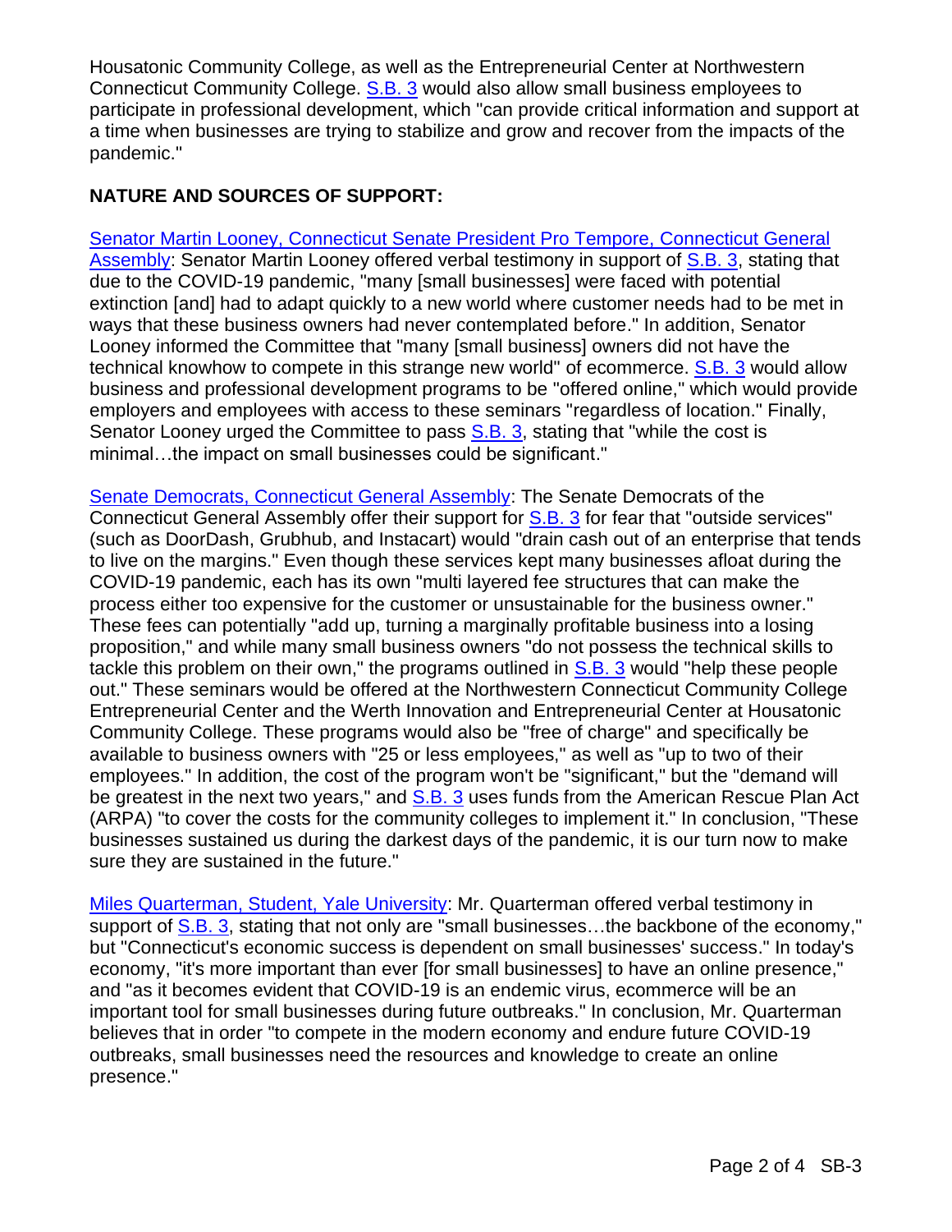Housatonic Community College, as well as the Entrepreneurial Center at Northwestern Connecticut Community College. S.B. 3 would also allow small business employees to participate in professional development, which "can provide critical information and support at a time when businesses are trying to stabilize and grow and recover from the impacts of the pandemic."

## NATURE AND SOURCES OF SUPPORT:

Senator Martin Looney, Connecticut Senate President Pro Tempore, Connecticut General Assembly: Senator Martin Looney offered verbal testimony in support of S.B. 3, stating that due to the COVID-19 pandemic, "many [small businesses] were faced with potential extinction [and] had to adapt quickly to a new world where customer needs had to be met in ways that these business owners had never contemplated before." In addition, Senator Looney informed the Committee that "many [small business] owners did not have the technical knowhow to compete in this strange new world" of ecommerce. S.B. 3 would allow business and professional development programs to be "offered online," which would provide employers and employees with access to these seminars "regardless of location." Finally, Senator Looney urged the Committee to pass S.B. 3, stating that "while the cost is minimal…the impact on small businesses could be significant."

Senate Democrats, Connecticut General Assembly: The Senate Democrats of the Connecticut General Assembly offer their support for S.B. 3 for fear that "outside services" (such as DoorDash, Grubhub, and Instacart) would "drain cash out of an enterprise that tends to live on the margins." Even though these services kept many businesses afloat during the COVID-19 pandemic, each has its own "multi layered fee structures that can make the process either too expensive for the customer or unsustainable for the business owner." These fees can potentially "add up, turning a marginally profitable business into a losing proposition," and while many small business owners "do not possess the technical skills to tackle this problem on their own," the programs outlined in S.B. 3 would "help these people out." These seminars would be offered at the Northwestern Connecticut Community College Entrepreneurial Center and the Werth Innovation and Entrepreneurial Center at Housatonic Community College. These programs would also be "free of charge" and specifically be available to business owners with "25 or less employees," as well as "up to two of their employees." In addition, the cost of the program won't be "significant," but the "demand will be greatest in the next two years," and S.B. 3 uses funds from the American Rescue Plan Act (ARPA) "to cover the costs for the community colleges to implement it." In conclusion, "These businesses sustained us during the darkest days of the pandemic, it is our turn now to make sure they are sustained in the future."

Miles Quarterman, Student, Yale University: Mr. Quarterman offered verbal testimony in support of S.B. 3, stating that not only are "small businesses…the backbone of the economy," but "Connecticut's economic success is dependent on small businesses' success." In today's economy, "it's more important than ever [for small businesses] to have an online presence," and "as it becomes evident that COVID-19 is an endemic virus, ecommerce will be an important tool for small businesses during future outbreaks." In conclusion, Mr. Quarterman believes that in order "to compete in the modern economy and endure future COVID-19 outbreaks, small businesses need the resources and knowledge to create an online presence."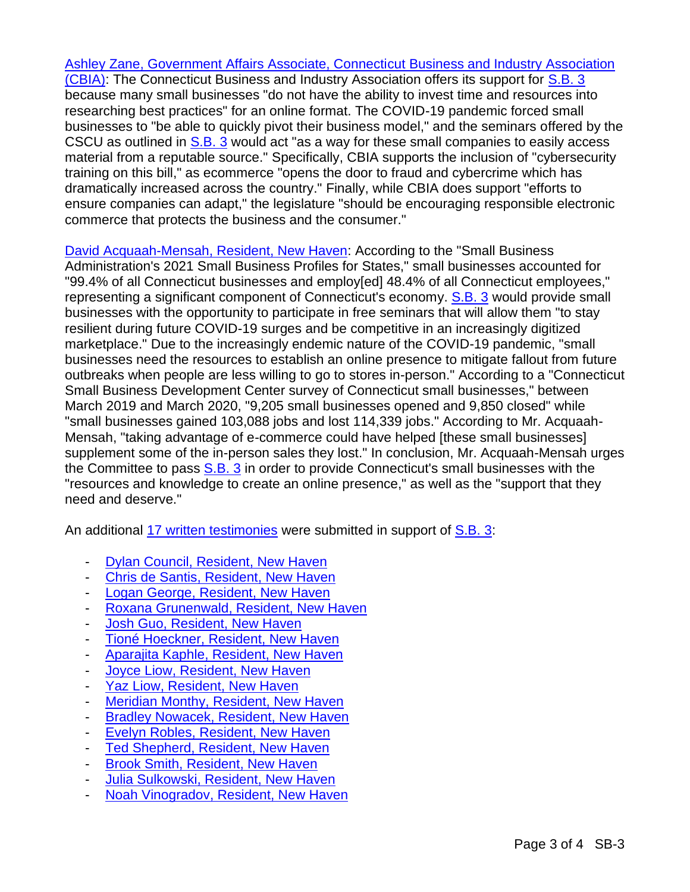Ashley Zane, Government Affairs Associate, Connecticut Business and Industry Association (CBIA): The Connecticut Business and Industry Association offers its support for S.B. 3 because many small businesses "do not have the ability to invest time and resources into researching best practices" for an online format. The COVID-19 pandemic forced small businesses to "be able to quickly pivot their business model," and the seminars offered by the CSCU as outlined in S.B. 3 would act "as a way for these small companies to easily access material from a reputable source." Specifically, CBIA supports the inclusion of "cybersecurity training on this bill," as ecommerce "opens the door to fraud and cybercrime which has dramatically increased across the country." Finally, while CBIA does support "efforts to ensure companies can adapt," the legislature "should be encouraging responsible electronic commerce that protects the business and the consumer."

David Acquaah-Mensah, Resident, New Haven: According to the "Small Business Administration's 2021 Small Business Profiles for States," small businesses accounted for "99.4% of all Connecticut businesses and employ[ed] 48.4% of all Connecticut employees," representing a significant component of Connecticut's economy. S.B. 3 would provide small businesses with the opportunity to participate in free seminars that will allow them "to stay resilient during future COVID-19 surges and be competitive in an increasingly digitized marketplace." Due to the increasingly endemic nature of the COVID-19 pandemic, "small businesses need the resources to establish an online presence to mitigate fallout from future outbreaks when people are less willing to go to stores in-person." According to a "Connecticut Small Business Development Center survey of Connecticut small businesses," between March 2019 and March 2020, "9,205 small businesses opened and 9,850 closed" while "small businesses gained 103,088 jobs and lost 114,339 jobs." According to Mr. Acquaah-Mensah, "taking advantage of e-commerce could have helped [these small businesses] supplement some of the in-person sales they lost." In conclusion, Mr. Acquaah-Mensah urges the Committee to pass S.B. 3 in order to provide Connecticut's small businesses with the "resources and knowledge to create an online presence," as well as the "support that they need and deserve."

An additional 17 written testimonies were submitted in support of S.B. 3:

- Dylan Council, Resident, New Haven
- Chris de Santis, Resident, New Haven
- Logan George, Resident, New Haven
- Roxana Grunenwald, Resident, New Haven
- Josh Guo, Resident, New Haven
- Tioné Hoeckner, Resident, New Haven
- Aparajita Kaphle, Resident, New Haven
- Joyce Liow, Resident, New Haven
- Yaz Liow, Resident, New Haven
- Meridian Monthy, Resident, New Haven
- Bradley Nowacek, Resident, New Haven
- Evelyn Robles, Resident, New Haven
- Ted Shepherd, Resident, New Haven
- Brook Smith, Resident, New Haven
- Julia Sulkowski, Resident, New Haven
- Noah Vinogradov, Resident, New Haven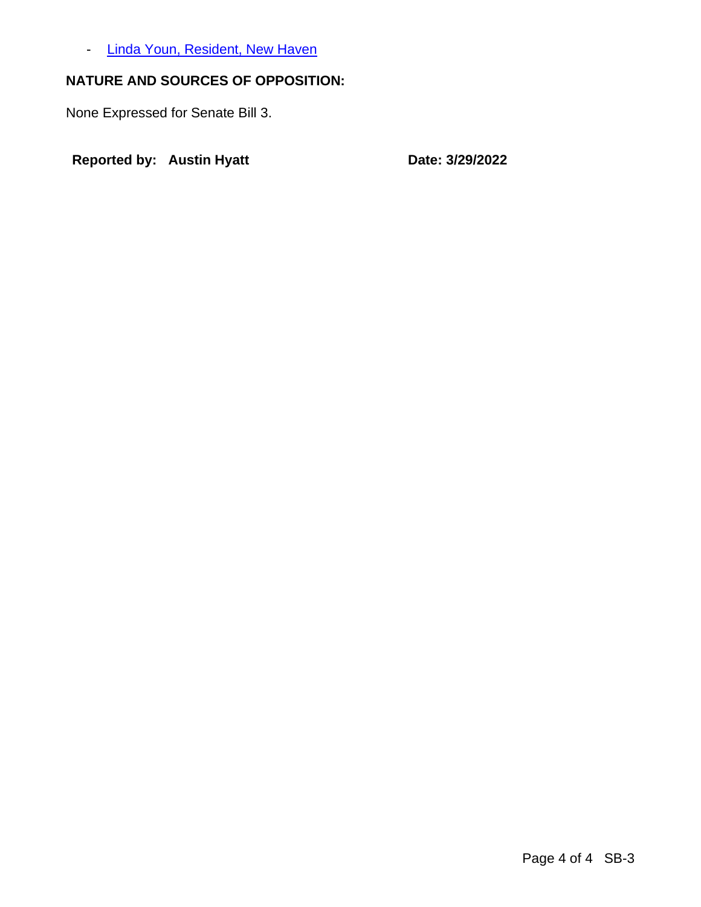- [Linda Youn, Resident, New Haven]

## NATURE AND SOURCES OF OPPOSITION:

None Expressed for Senate Bill 3.

**Reported by: Austin Hyatt** **Date: 3/29/2022**